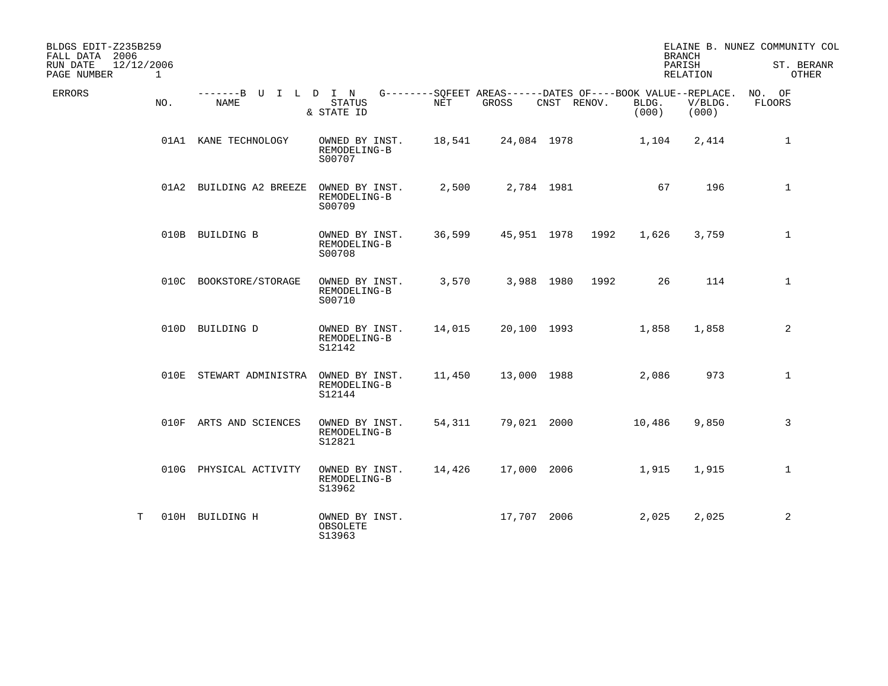BLDGS EDIT-Z235B259
FALL DATA 2006
RUN DATE 12/12/2006
PAGE NUMBER 1

ELAINE B. NUNEZ COMMUNITY COL
BRANCH
PARISH ST. BERANR
RELATION OTHER

| ERRORS | NO. | BUILDING NAME | STATUS & STATE ID | SQFEET AREAS NET | SQFEET AREAS GROSS | DATES OF CNST | DATES OF RENOV. | BOOK VALUE BLDG. (000) | REPLACE. V/BLDG. (000) | NO. OF FLOORS |
|---|---|---|---|---|---|---|---|---|---|---|
| | 01A1 | KANE TECHNOLOGY | OWNED BY INST. REMODELING-B S00707 | 18,541 | 24,084 | 1978 | | 1,104 | 2,414 | 1 |
| | 01A2 | BUILDING A2 BREEZE | OWNED BY INST. REMODELING-B S00709 | 2,500 | 2,784 | 1981 | | 67 | 196 | 1 |
| | 010B | BUILDING B | OWNED BY INST. REMODELING-B S00708 | 36,599 | 45,951 | 1978 | 1992 | 1,626 | 3,759 | 1 |
| | 010C | BOOKSTORE/STORAGE | OWNED BY INST. REMODELING-B S00710 | 3,570 | 3,988 | 1980 | 1992 | 26 | 114 | 1 |
| | 010D | BUILDING D | OWNED BY INST. REMODELING-B S12142 | 14,015 | 20,100 | 1993 | | 1,858 | 1,858 | 2 |
| | 010E | STEWART ADMINISTRA | OWNED BY INST. REMODELING-B S12144 | 11,450 | 13,000 | 1988 | | 2,086 | 973 | 1 |
| | 010F | ARTS AND SCIENCES | OWNED BY INST. REMODELING-B S12821 | 54,311 | 79,021 | 2000 | | 10,486 | 9,850 | 3 |
| | 010G | PHYSICAL ACTIVITY | OWNED BY INST. REMODELING-B S13962 | 14,426 | 17,000 | 2006 | | 1,915 | 1,915 | 1 |
| T | 010H | BUILDING H | OWNED BY INST. OBSOLETE S13963 | | 17,707 | 2006 | | 2,025 | 2,025 | 2 |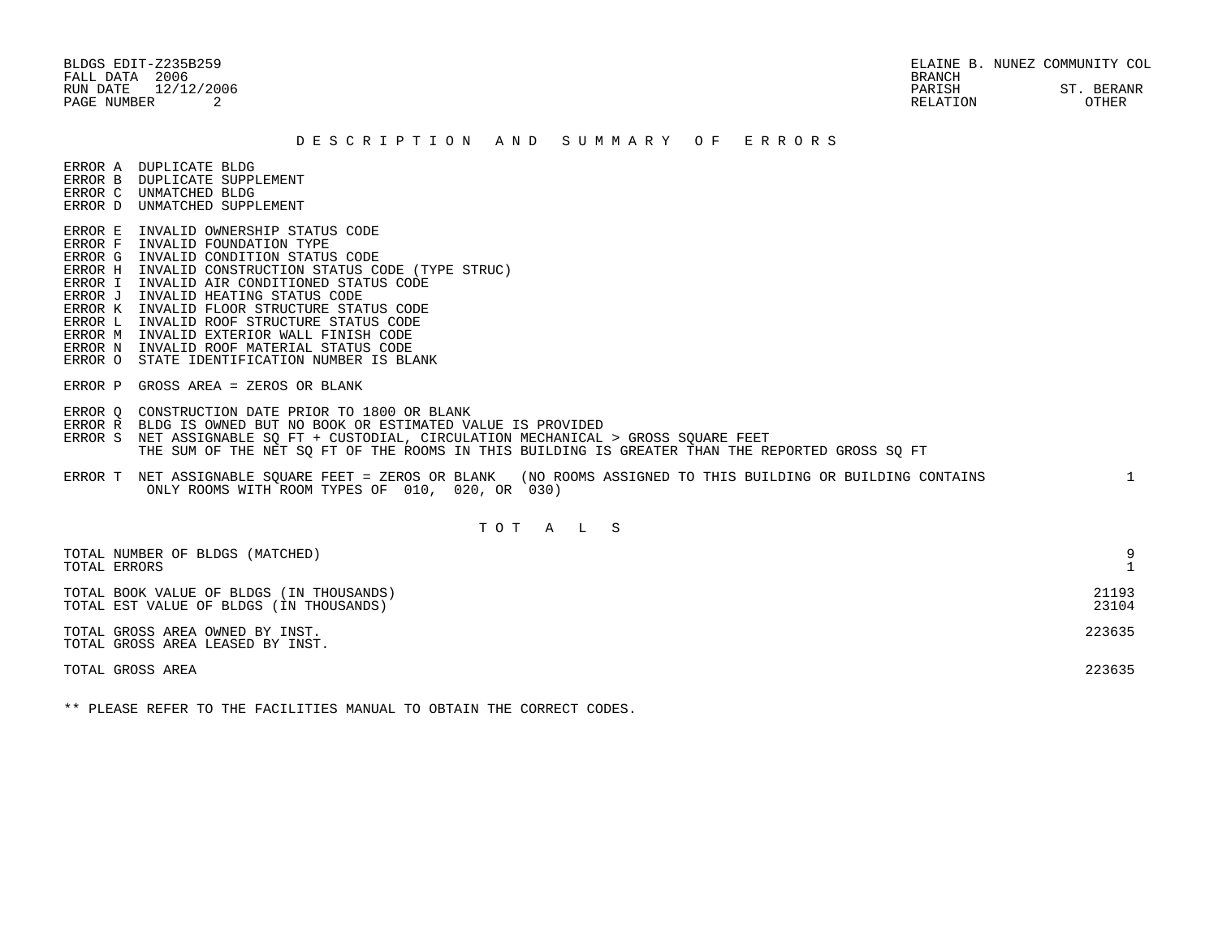BLDGS EDIT-Z235B259
FALL DATA 2006
RUN DATE 12/12/2006
PAGE NUMBER 2

ELAINE B. NUNEZ COMMUNITY COL
BRANCH
PARISH ST. BERANR
RELATION OTHER

## D E S C R I P T I O N   A N D   S U M M A R Y   O F   E R R O R S

| | | |
|---|---|---|
| ERROR A | DUPLICATE BLDG | |
| ERROR B | DUPLICATE SUPPLEMENT | |
| ERROR C | UNMATCHED BLDG | |
| ERROR D | UNMATCHED SUPPLEMENT | |
| ERROR E | INVALID OWNERSHIP STATUS CODE | |
| ERROR F | INVALID FOUNDATION TYPE | |
| ERROR G | INVALID CONDITION STATUS CODE | |
| ERROR H | INVALID CONSTRUCTION STATUS CODE (TYPE STRUC) | |
| ERROR I | INVALID AIR CONDITIONED STATUS CODE | |
| ERROR J | INVALID HEATING STATUS CODE | |
| ERROR K | INVALID FLOOR STRUCTURE STATUS CODE | |
| ERROR L | INVALID ROOF STRUCTURE STATUS CODE | |
| ERROR M | INVALID EXTERIOR WALL FINISH CODE | |
| ERROR N | INVALID ROOF MATERIAL STATUS CODE | |
| ERROR O | STATE IDENTIFICATION NUMBER IS BLANK | |
| ERROR P | GROSS AREA = ZEROS OR BLANK | |
| ERROR Q | CONSTRUCTION DATE PRIOR TO 1800 OR BLANK | |
| ERROR R | BLDG IS OWNED BUT NO BOOK OR ESTIMATED VALUE IS PROVIDED | |
| ERROR S | NET ASSIGNABLE SQ FT + CUSTODIAL, CIRCULATION MECHANICAL > GROSS SQUARE FEET THE SUM OF THE NET SQ FT OF THE ROOMS IN THIS BUILDING IS GREATER THAN THE REPORTED GROSS SQ FT | |
| ERROR T | NET ASSIGNABLE SQUARE FEET = ZEROS OR BLANK (NO ROOMS ASSIGNED TO THIS BUILDING OR BUILDING CONTAINS ONLY ROOMS WITH ROOM TYPES OF 010, 020, OR 030) | 1 |

## T O T A L S

| | |
|---|---|
| TOTAL NUMBER OF BLDGS (MATCHED) | 9 |
| TOTAL ERRORS | 1 |
| TOTAL BOOK VALUE OF BLDGS (IN THOUSANDS) | 21193 |
| TOTAL EST VALUE OF BLDGS (IN THOUSANDS) | 23104 |
| TOTAL GROSS AREA OWNED BY INST. | 223635 |
| TOTAL GROSS AREA LEASED BY INST. | |
| TOTAL GROSS AREA | 223635 |

** PLEASE REFER TO THE FACILITIES MANUAL TO OBTAIN THE CORRECT CODES.